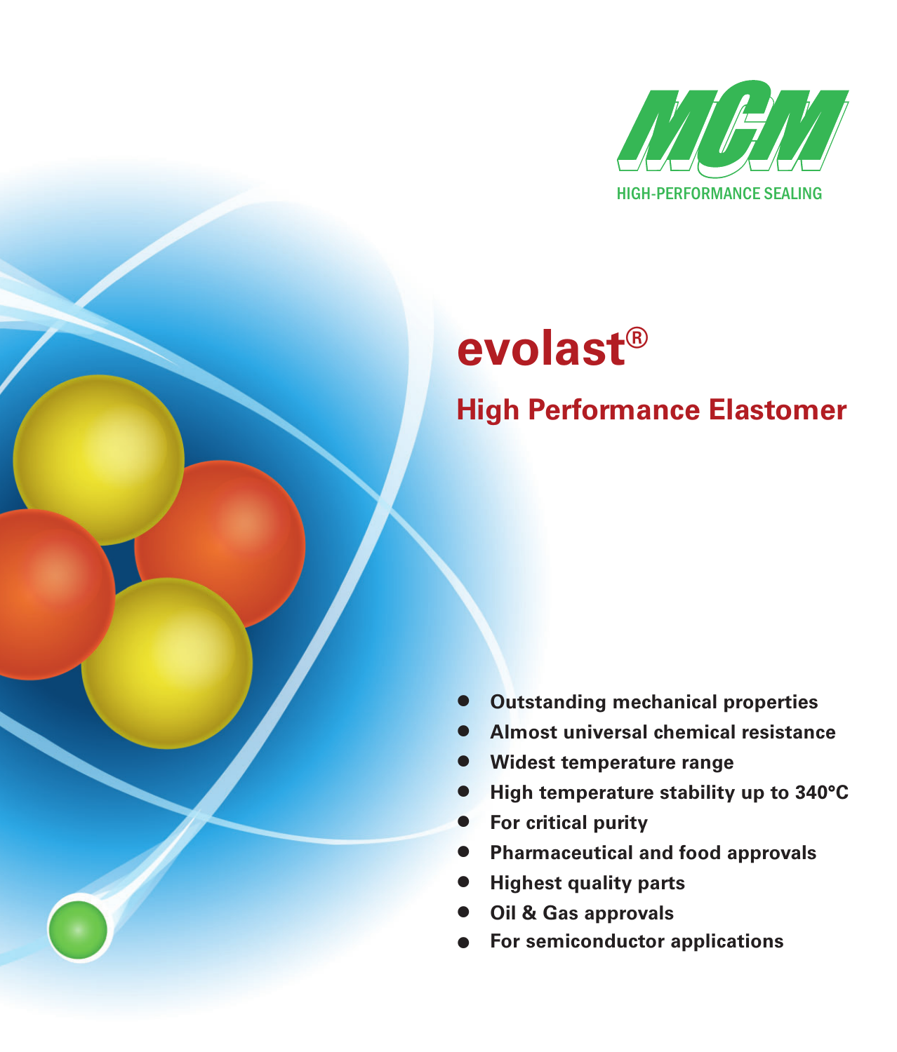MCM

HIGH-PERFORMANCE SEALING

# evolast®

## High Performance Elastomer

- **Outstanding mechanical properties**
- **Almost universal chemical resistance**
- **Widest temperature range**
- **High temperature stability up to 340°C**
- **For critical purity**
- **Pharmaceutical and food approvals**
- **Highest quality parts**
- **Oil & Gas approvals**
- **For semiconductor applications**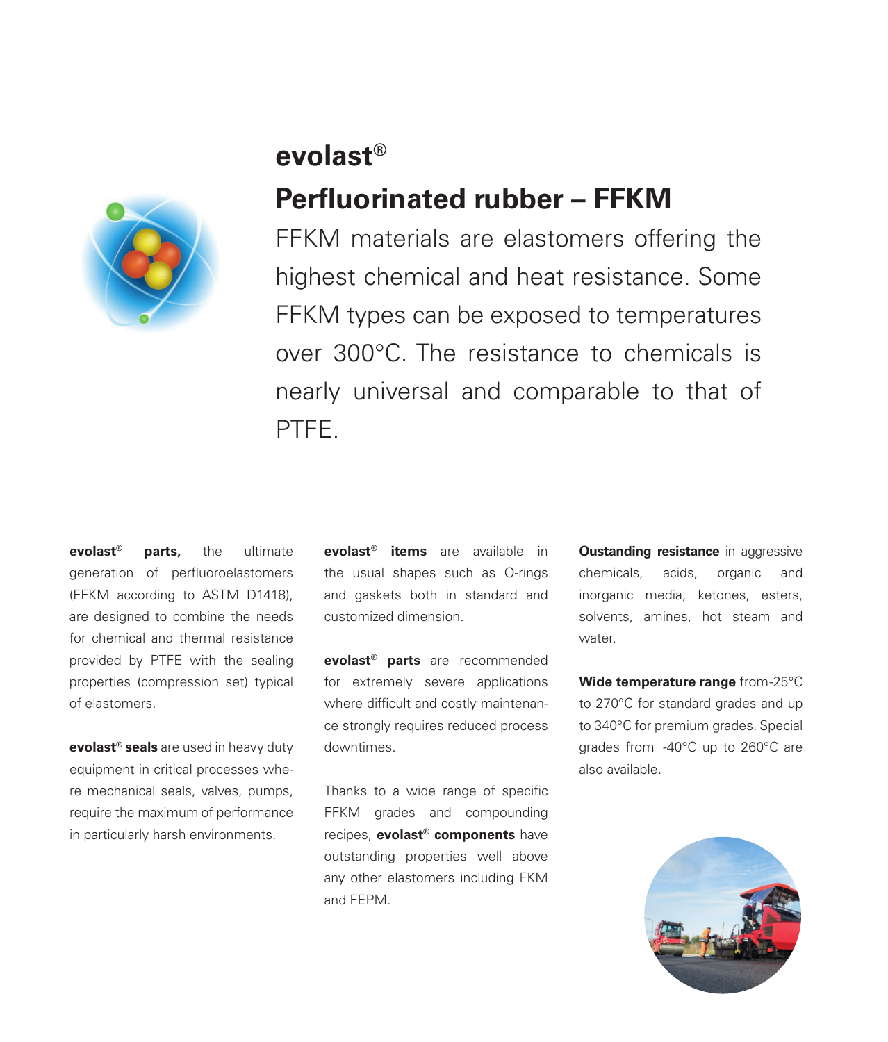# evolast®

## Perfluorinated rubber – FFKM

FFKM materials are elastomers offering the highest chemical and heat resistance. Some FFKM types can be exposed to temperatures over 300°C. The resistance to chemicals is nearly universal and comparable to that of PTFE.

**evolast® parts,** the ultimate generation of perfluoroelastomers (FFKM according to ASTM D1418), are designed to combine the needs for chemical and thermal resistance provided by PTFE with the sealing properties (compression set) typical of elastomers.

**evolast® seals** are used in heavy duty equipment in critical processes where mechanical seals, valves, pumps, require the maximum of performance in particularly harsh environments.

**evolast® items** are available in the usual shapes such as O-rings and gaskets both in standard and customized dimension.

**evolast® parts** are recommended for extremely severe applications where difficult and costly maintenance strongly requires reduced process downtimes.

Thanks to a wide range of specific FFKM grades and compounding recipes, **evolast® components** have outstanding properties well above any other elastomers including FKM and FEPM.

**Oustanding resistance** in aggressive chemicals, acids, organic and inorganic media, ketones, esters, solvents, amines, hot steam and water.

**Wide temperature range** from-25°C to 270°C for standard grades and up to 340°C for premium grades. Special grades from -40°C up to 260°C are also available.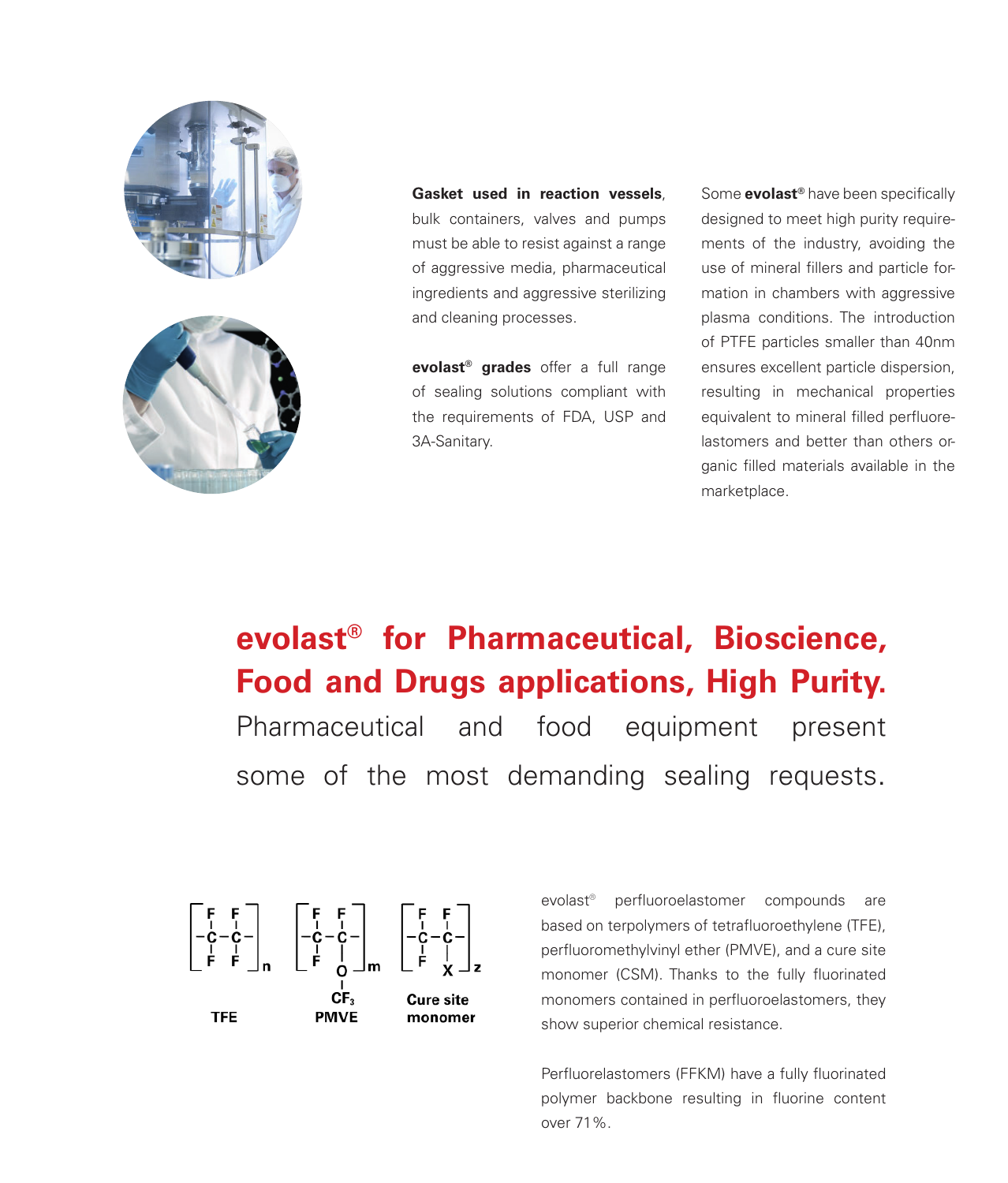**Gasket used in reaction vessels**, bulk containers, valves and pumps must be able to resist against a range of aggressive media, pharmaceutical ingredients and aggressive sterilizing and cleaning processes.

**evolast® grades** offer a full range of sealing solutions compliant with the requirements of FDA, USP and 3A-Sanitary.

Some **evolast®** have been specifically designed to meet high purity requirements of the industry, avoiding the use of mineral fillers and particle formation in chambers with aggressive plasma conditions. The introduction of PTFE particles smaller than 40nm ensures excellent particle dispersion, resulting in mechanical properties equivalent to mineral filled perfluorelastomers and better than others organic filled materials available in the marketplace.

## evolast® for Pharmaceutical, Bioscience, Food and Drugs applications, High Purity.

Pharmaceutical and food equipment present some of the most demanding sealing requests.

$$\left[-CF_2-CF_2-\right]_n \qquad \left[-CF_2-CF(OCF_3)-\right]_m \qquad \left[-CF_2-CF(X)-\right]_z$$

**TFE** &nbsp;&nbsp; **PMVE** &nbsp;&nbsp; **Cure site monomer**

evolast® perfluoroelastomer compounds are based on terpolymers of tetrafluoroethylene (TFE), perfluoromethylvinyl ether (PMVE), and a cure site monomer (CSM). Thanks to the fully fluorinated monomers contained in perfluoroelastomers, they show superior chemical resistance.

Perfluorelastomers (FFKM) have a fully fluorinated polymer backbone resulting in fluorine content over 71%.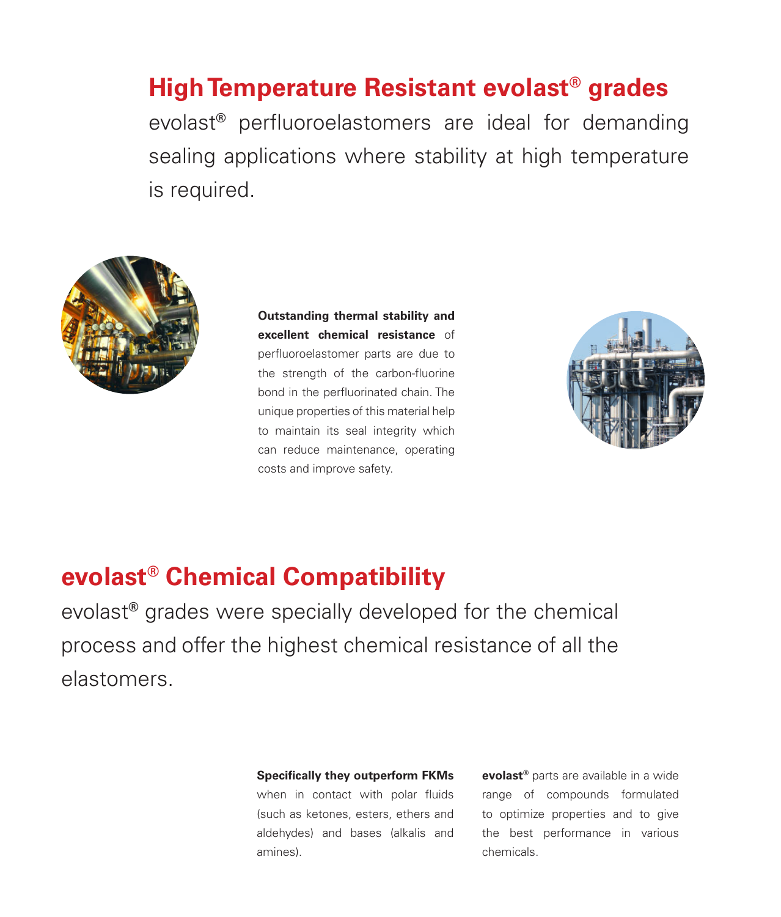## High Temperature Resistant evolast® grades

evolast® perfluoroelastomers are ideal for demanding sealing applications where stability at high temperature is required.

**Outstanding thermal stability and excellent chemical resistance** of perfluoroelastomer parts are due to the strength of the carbon-fluorine bond in the perfluorinated chain. The unique properties of this material help to maintain its seal integrity which can reduce maintenance, operating costs and improve safety.

## evolast® Chemical Compatibility

evolast® grades were specially developed for the chemical process and offer the highest chemical resistance of all the elastomers.

**Specifically they outperform FKMs** when in contact with polar fluids (such as ketones, esters, ethers and aldehydes) and bases (alkalis and amines).

**evolast®** parts are available in a wide range of compounds formulated to optimize properties and to give the best performance in various chemicals.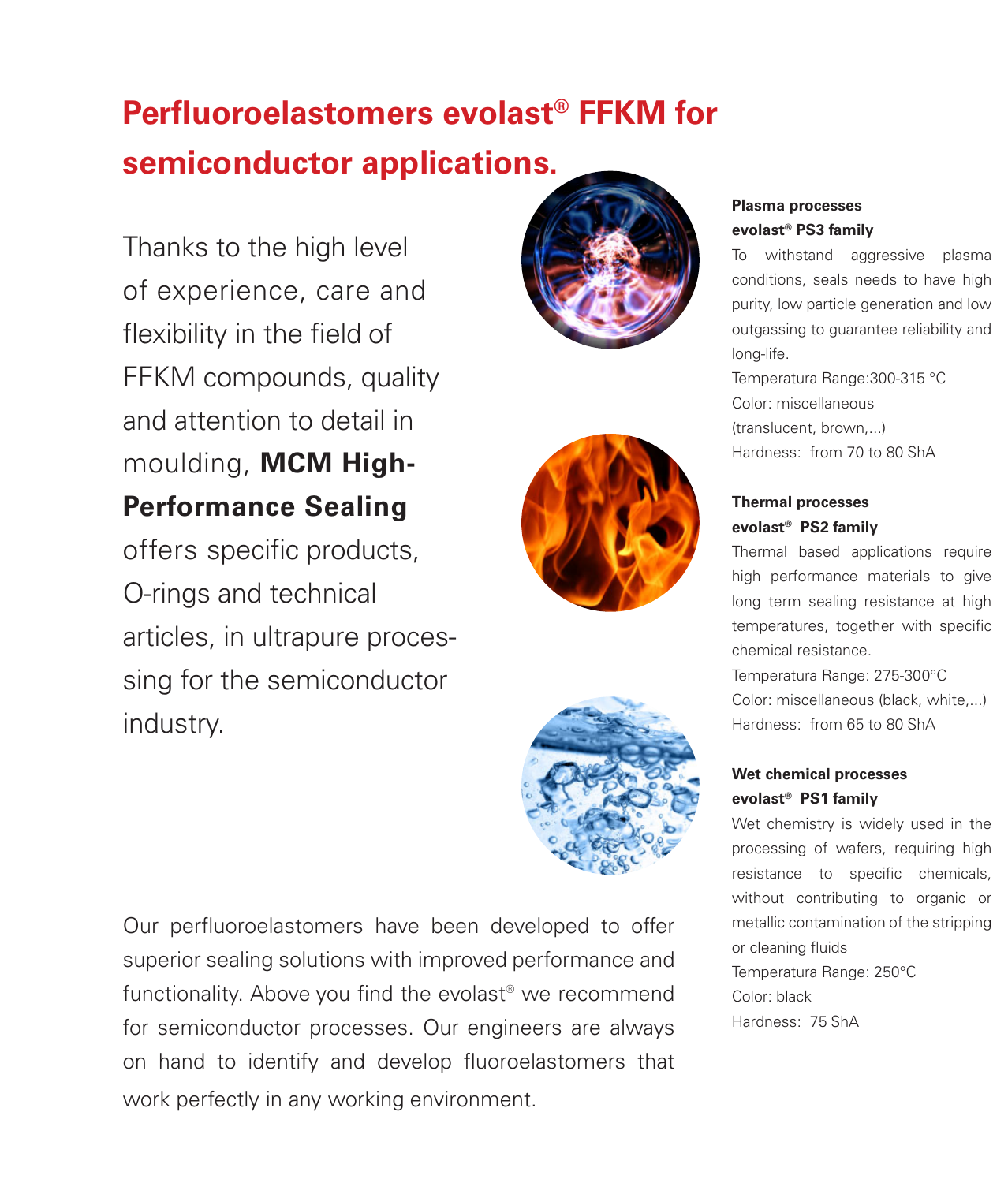# Perfluoroelastomers evolast® FFKM for semiconductor applications.

Thanks to the high level of experience, care and flexibility in the field of FFKM compounds, quality and attention to detail in moulding, **MCM High-Performance Sealing** offers specific products, O-rings and technical articles, in ultrapure processing for the semiconductor industry.

Our perfluoroelastomers have been developed to offer superior sealing solutions with improved performance and functionality. Above you find the evolast® we recommend for semiconductor processes. Our engineers are always on hand to identify and develop fluoroelastomers that work perfectly in any working environment.

**Plasma processes**
**evolast® PS3 family**

To withstand aggressive plasma conditions, seals needs to have high purity, low particle generation and low outgassing to guarantee reliability and long-life.

Temperatura Range:300-315 °C
Color: miscellaneous (translucent, brown,...)
Hardness: from 70 to 80 ShA

**Thermal processes**
**evolast® PS2 family**

Thermal based applications require high performance materials to give long term sealing resistance at high temperatures, together with specific chemical resistance.

Temperatura Range: 275-300°C
Color: miscellaneous (black, white,...)
Hardness: from 65 to 80 ShA

**Wet chemical processes**
**evolast® PS1 family**

Wet chemistry is widely used in the processing of wafers, requiring high resistance to specific chemicals, without contributing to organic or metallic contamination of the stripping or cleaning fluids

Temperatura Range: 250°C
Color: black
Hardness: 75 ShA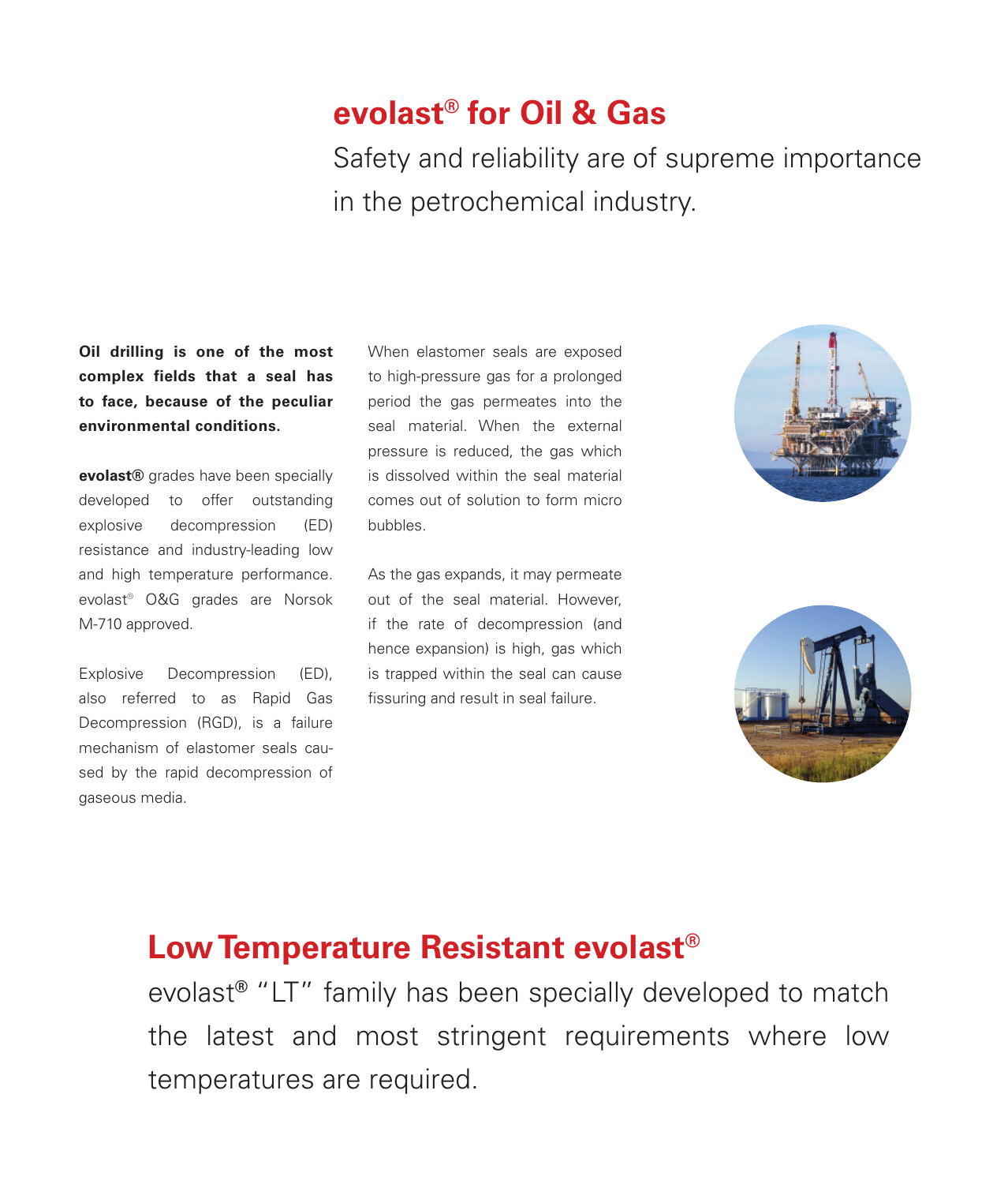## evolast® for Oil & Gas

Safety and reliability are of supreme importance in the petrochemical industry.

**Oil drilling is one of the most complex fields that a seal has to face, because of the peculiar environmental conditions.**

**evolast®** grades have been specially developed to offer outstanding explosive decompression (ED) resistance and industry-leading low and high temperature performance. evolast® O&G grades are Norsok M-710 approved.

Explosive Decompression (ED), also referred to as Rapid Gas Decompression (RGD), is a failure mechanism of elastomer seals caused by the rapid decompression of gaseous media.

When elastomer seals are exposed to high-pressure gas for a prolonged period the gas permeates into the seal material. When the external pressure is reduced, the gas which is dissolved within the seal material comes out of solution to form micro bubbles.

As the gas expands, it may permeate out of the seal material. However, if the rate of decompression (and hence expansion) is high, gas which is trapped within the seal can cause fissuring and result in seal failure.

## Low Temperature Resistant evolast®

evolast® "LT" family has been specially developed to match the latest and most stringent requirements where low temperatures are required.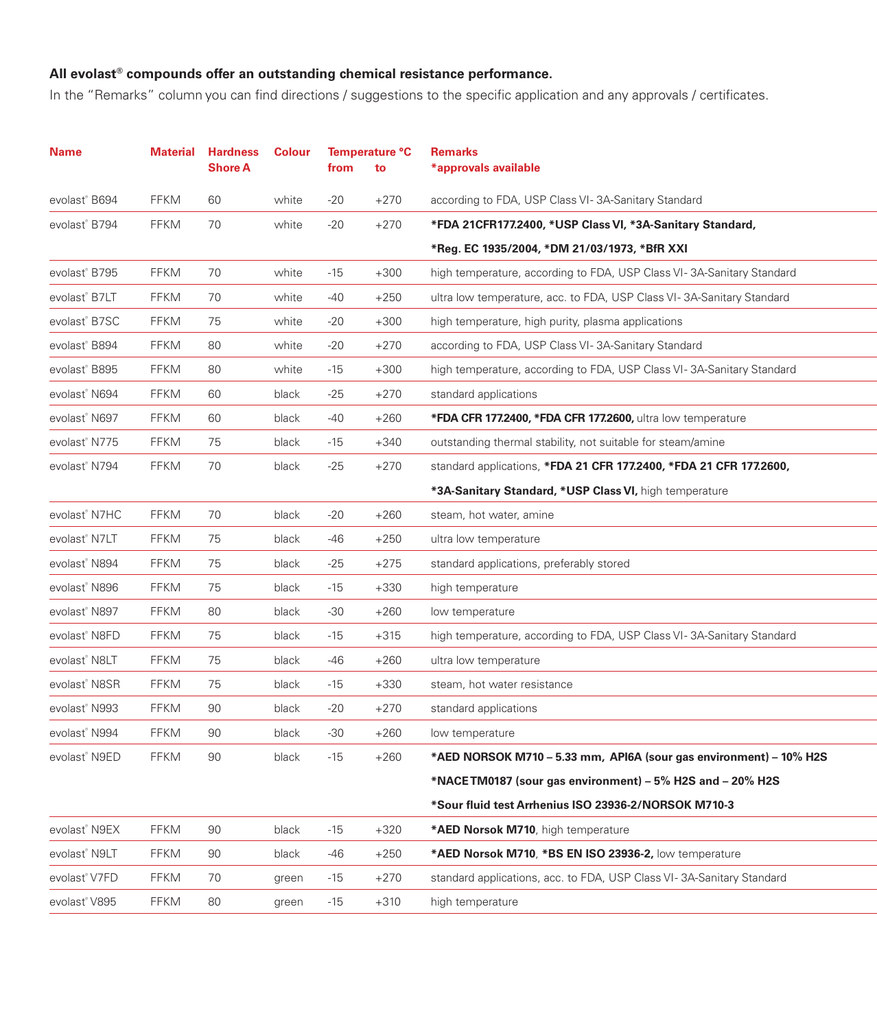**All evolast® compounds offer an outstanding chemical resistance performance.**

In the "Remarks" column you can find directions / suggestions to the specific application and any approvals / certificates.

| Name | Material | Hardness Shore A | Colour | Temperature °C from | to | Remarks *approvals available |
|---|---|---|---|---|---|---|
| evolast® B694 | FFKM | 60 | white | -20 | +270 | according to FDA, USP Class VI- 3A-Sanitary Standard |
| evolast® B794 | FFKM | 70 | white | -20 | +270 | **\*FDA 21CFR177.2400, \*USP Class VI, \*3A-Sanitary Standard, \*Reg. EC 1935/2004, \*DM 21/03/1973, \*BfR XXI** |
| evolast® B795 | FFKM | 70 | white | -15 | +300 | high temperature, according to FDA, USP Class VI- 3A-Sanitary Standard |
| evolast® B7LT | FFKM | 70 | white | -40 | +250 | ultra low temperature, acc. to FDA, USP Class VI- 3A-Sanitary Standard |
| evolast® B7SC | FFKM | 75 | white | -20 | +300 | high temperature, high purity, plasma applications |
| evolast® B894 | FFKM | 80 | white | -20 | +270 | according to FDA, USP Class VI- 3A-Sanitary Standard |
| evolast® B895 | FFKM | 80 | white | -15 | +300 | high temperature, according to FDA, USP Class VI- 3A-Sanitary Standard |
| evolast® N694 | FFKM | 60 | black | -25 | +270 | standard applications |
| evolast® N697 | FFKM | 60 | black | -40 | +260 | **\*FDA CFR 177.2400, \*FDA CFR 177.2600,** ultra low temperature |
| evolast® N775 | FFKM | 75 | black | -15 | +340 | outstanding thermal stability, not suitable for steam/amine |
| evolast® N794 | FFKM | 70 | black | -25 | +270 | standard applications, **\*FDA 21 CFR 177.2400, \*FDA 21 CFR 177.2600, \*3A-Sanitary Standard, \*USP Class VI,** high temperature |
| evolast® N7HC | FFKM | 70 | black | -20 | +260 | steam, hot water, amine |
| evolast® N7LT | FFKM | 75 | black | -46 | +250 | ultra low temperature |
| evolast® N894 | FFKM | 75 | black | -25 | +275 | standard applications, preferably stored |
| evolast® N896 | FFKM | 75 | black | -15 | +330 | high temperature |
| evolast® N897 | FFKM | 80 | black | -30 | +260 | low temperature |
| evolast® N8FD | FFKM | 75 | black | -15 | +315 | high temperature, according to FDA, USP Class VI- 3A-Sanitary Standard |
| evolast® N8LT | FFKM | 75 | black | -46 | +260 | ultra low temperature |
| evolast® N8SR | FFKM | 75 | black | -15 | +330 | steam, hot water resistance |
| evolast® N993 | FFKM | 90 | black | -20 | +270 | standard applications |
| evolast® N994 | FFKM | 90 | black | -30 | +260 | low temperature |
| evolast® N9ED | FFKM | 90 | black | -15 | +260 | **\*AED NORSOK M710 – 5.33 mm, API6A (sour gas environment) – 10% H2S \*NACE TM0187 (sour gas environment) – 5% H2S and – 20% H2S \*Sour fluid test Arrhenius ISO 23936-2/NORSOK M710-3** |
| evolast® N9EX | FFKM | 90 | black | -15 | +320 | **\*AED Norsok M710**, high temperature |
| evolast® N9LT | FFKM | 90 | black | -46 | +250 | **\*AED Norsok M710**, **\*BS EN ISO 23936-2,** low temperature |
| evolast® V7FD | FFKM | 70 | green | -15 | +270 | standard applications, acc. to FDA, USP Class VI- 3A-Sanitary Standard |
| evolast® V895 | FFKM | 80 | green | -15 | +310 | high temperature |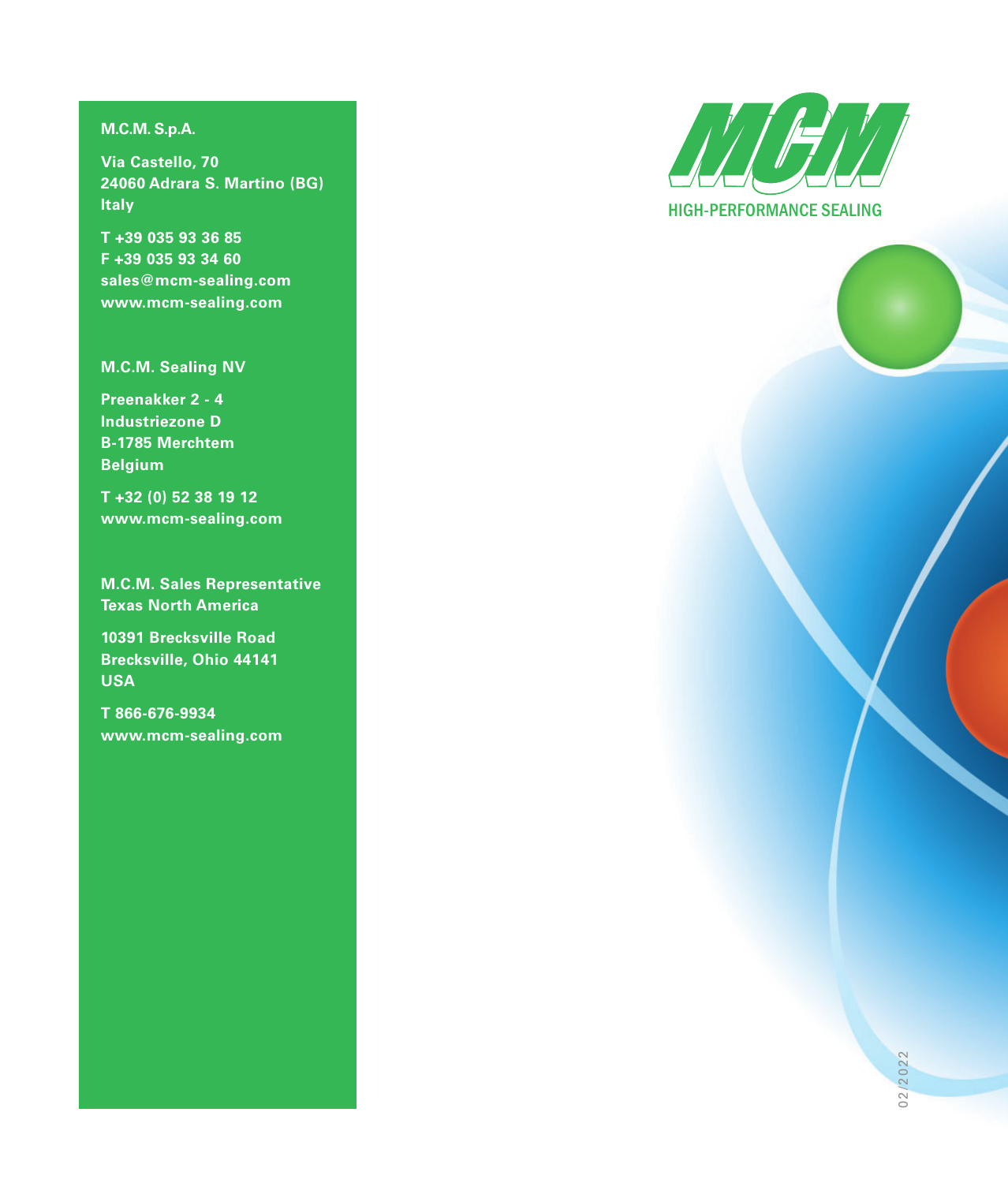**M.C.M. S.p.A.**

**Via Castello, 70**
**24060 Adrara S. Martino (BG)**
**Italy**

**T +39 035 93 36 85**
**F +39 035 93 34 60**
**sales@mcm-sealing.com**
**www.mcm-sealing.com**

**M.C.M. Sealing NV**

**Preenakker 2 - 4**
**Industriezone D**
**B-1785 Merchtem**
**Belgium**

**T +32 (0) 52 38 19 12**
**www.mcm-sealing.com**

**M.C.M. Sales Representative**
**Texas North America**

**10391 Brecksville Road**
**Brecksville, Ohio 44141**
**USA**

**T 866-676-9934**
**www.mcm-sealing.com**

MCM

HIGH-PERFORMANCE SEALING

02/2022